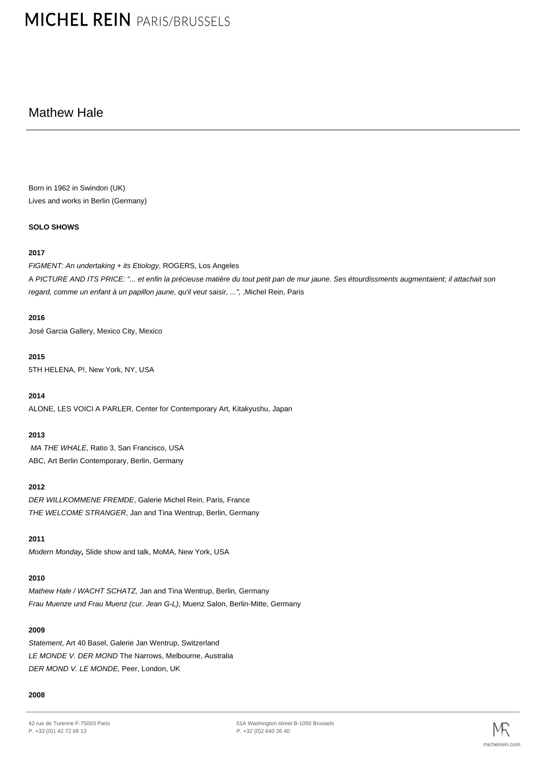# Mathew Hale

Born in 1962 in Swindon (UK)
Lives and works in Berlin (Germany)

## SOLO SHOWS

**2017**

*FIGMENT: An undertaking + its Etiology*, ROGERS, Los Angeles
A *PICTURE AND ITS PRICE: "... et enfin la précieuse matière du tout petit pan de mur jaune. Ses étourdissments augmentaient; il attachait son regard, comme un enfant à un papillon jaune, qu'il veut saisir, ...",* ,Michel Rein, Paris

**2016**

José Garcia Gallery, Mexico City, Mexico

**2015**

5TH HELENA, P!, New York, NY, USA

**2014**

ALONE, LES VOICI A PARLER, Center for Contemporary Art, Kitakyushu, Japan

**2013**

*MA THE WHALE,* Ratio 3, San Francisco, USA
ABC, Art Berlin Contemporary, Berlin, Germany

**2012**

*DER WILLKOMMENE FREMDE*, Galerie Michel Rein, Paris, France
*THE WELCOME STRANGER*, Jan and Tina Wentrup, Berlin, Germany

**2011**

*Modern Monday***,** Slide show and talk, MoMA, New York, USA

**2010**

*Mathew Hale / WACHT SCHATZ,* Jan and Tina Wentrup, Berlin, Germany
*Frau Muenze und Frau Muenz (cur. Jean G-L)*, Muenz Salon, Berlin-Mitte, Germany

**2009**

*Statement*, Art 40 Basel, Galerie Jan Wentrup, Switzerland
*LE MONDE V. DER MOND* The Narrows, Melbourne, Australia
*DER MOND V. LE MONDE,* Peer, London, UK

**2008**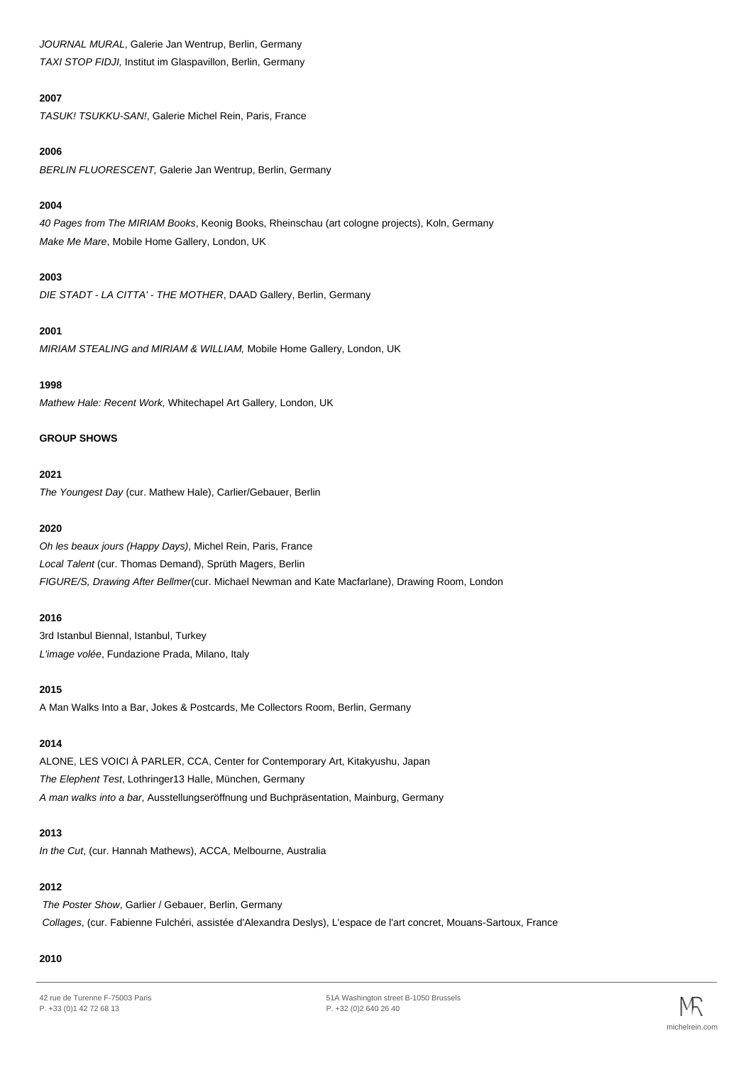*JOURNAL MURAL*, Galerie Jan Wentrup, Berlin, Germany
*TAXI STOP FIDJI,* Institut im Glaspavillon, Berlin, Germany

**2007**

*TASUK! TSUKKU-SAN!*, Galerie Michel Rein, Paris, France

**2006**

*BERLIN FLUORESCENT,* Galerie Jan Wentrup, Berlin, Germany

**2004**

*40 Pages from The MIRIAM Books*, Keonig Books, Rheinschau (art cologne projects), Koln, Germany
*Make Me Mare*, Mobile Home Gallery, London, UK

**2003**

*DIE STADT - LA CITTA' - THE MOTHER*, DAAD Gallery, Berlin, Germany

**2001**

*MIRIAM STEALING and MIRIAM & WILLIAM,* Mobile Home Gallery, London, UK

**1998**

*Mathew Hale: Recent Work,* Whitechapel Art Gallery, London, UK

**GROUP SHOWS**

**2021**

*The Youngest Day* (cur. Mathew Hale), Carlier/Gebauer, Berlin

**2020**

*Oh les beaux jours (Happy Days)*, Michel Rein, Paris, France
*Local Talent* (cur. Thomas Demand), Sprüth Magers, Berlin
*FIGURE/S, Drawing After Bellmer*(cur. Michael Newman and Kate Macfarlane), Drawing Room, London

**2016**

3rd Istanbul Biennal, Istanbul, Turkey
*L'image volée*, Fundazione Prada, Milano, Italy

**2015**

A Man Walks Into a Bar, Jokes & Postcards, Me Collectors Room, Berlin, Germany

**2014**

ALONE, LES VOICI À PARLER, CCA, Center for Contemporary Art, Kitakyushu, Japan
*The Elephent Test*, Lothringer13 Halle, München, Germany
*A man walks into a bar*, Ausstellungseröffnung und Buchpräsentation, Mainburg, Germany

**2013**

*In the Cut*, (cur. Hannah Mathews), ACCA, Melbourne, Australia

**2012**

*The Poster Show*, Garlier / Gebauer, Berlin, Germany
*Collages*, (cur. Fabienne Fulchéri, assistée d'Alexandra Deslys), L'espace de l'art concret, Mouans-Sartoux, France

**2010**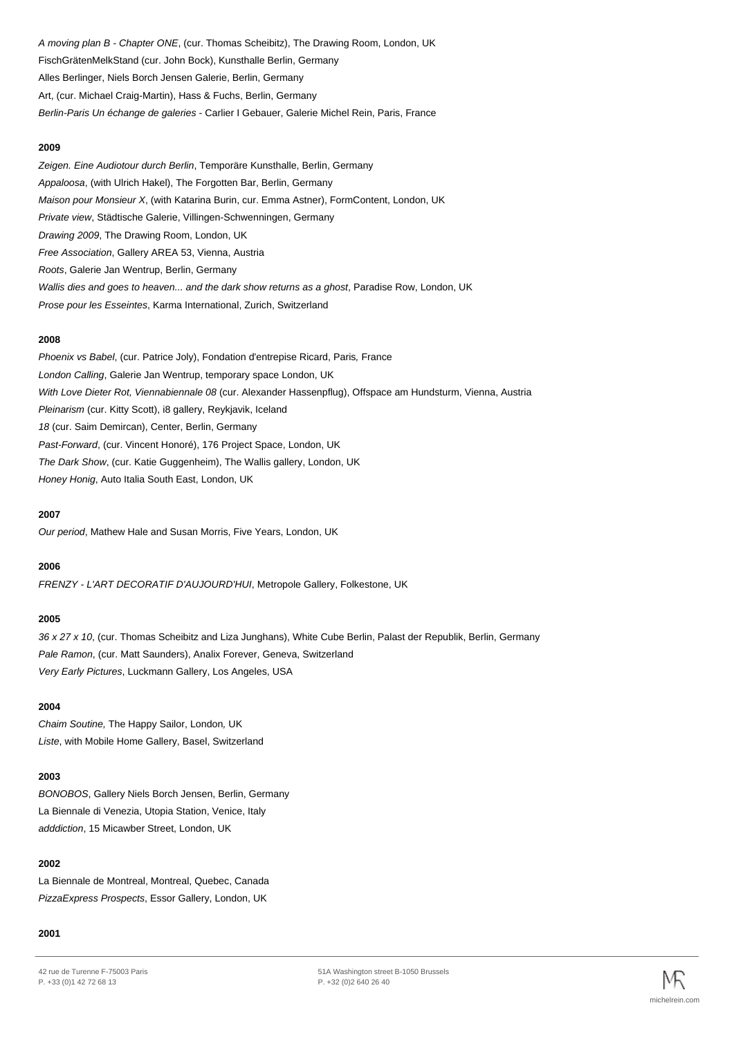*A moving plan B - Chapter ONE*, (cur. Thomas Scheibitz), The Drawing Room, London, UK
FischGrätenMelkStand (cur. John Bock), Kunsthalle Berlin, Germany
Alles Berlinger, Niels Borch Jensen Galerie, Berlin, Germany
Art, (cur. Michael Craig-Martin), Hass & Fuchs, Berlin, Germany
*Berlin-Paris Un échange de galeries* - Carlier I Gebauer, Galerie Michel Rein, Paris, France

**2009**

*Zeigen. Eine Audiotour durch Berlin*, Temporäre Kunsthalle, Berlin, Germany
*Appaloosa*, (with Ulrich Hakel), The Forgotten Bar, Berlin, Germany
*Maison pour Monsieur X*, (with Katarina Burin, cur. Emma Astner), FormContent, London, UK
*Private view*, Städtische Galerie, Villingen-Schwenningen, Germany
*Drawing 2009*, The Drawing Room, London, UK
*Free Association*, Gallery AREA 53, Vienna, Austria
*Roots*, Galerie Jan Wentrup, Berlin, Germany
*Wallis dies and goes to heaven... and the dark show returns as a ghost*, Paradise Row, London, UK
*Prose pour les Esseintes*, Karma International, Zurich, Switzerland

**2008**

*Phoenix vs Babel*, (cur. Patrice Joly), Fondation d'entrepise Ricard, Paris, France
*London Calling*, Galerie Jan Wentrup, temporary space London, UK
*With Love Dieter Rot, Viennabiennale 08* (cur. Alexander Hassenpflug), Offspace am Hundsturm, Vienna, Austria
*Pleinarism* (cur. Kitty Scott), i8 gallery, Reykjavik, Iceland
*18* (cur. Saim Demircan), Center, Berlin, Germany
*Past-Forward*, (cur. Vincent Honoré), 176 Project Space, London, UK
*The Dark Show*, (cur. Katie Guggenheim), The Wallis gallery, London, UK
*Honey Honig*, Auto Italia South East, London, UK

**2007**

*Our period*, Mathew Hale and Susan Morris, Five Years, London, UK

**2006**

*FRENZY - L'ART DECORATIF D'AUJOURD'HUI*, Metropole Gallery, Folkestone, UK

**2005**

*36 x 27 x 10*, (cur. Thomas Scheibitz and Liza Junghans), White Cube Berlin, Palast der Republik, Berlin, Germany
*Pale Ramon*, (cur. Matt Saunders), Analix Forever, Geneva, Switzerland
*Very Early Pictures*, Luckmann Gallery, Los Angeles, USA

**2004**

*Chaim Soutine,* The Happy Sailor, London, UK
*Liste*, with Mobile Home Gallery, Basel, Switzerland

**2003**

*BONOBOS*, Gallery Niels Borch Jensen, Berlin, Germany
La Biennale di Venezia, Utopia Station, Venice, Italy
*adddiction*, 15 Micawber Street, London, UK

**2002**

La Biennale de Montreal, Montreal, Quebec, Canada
*PizzaExpress Prospects*, Essor Gallery, London, UK

**2001**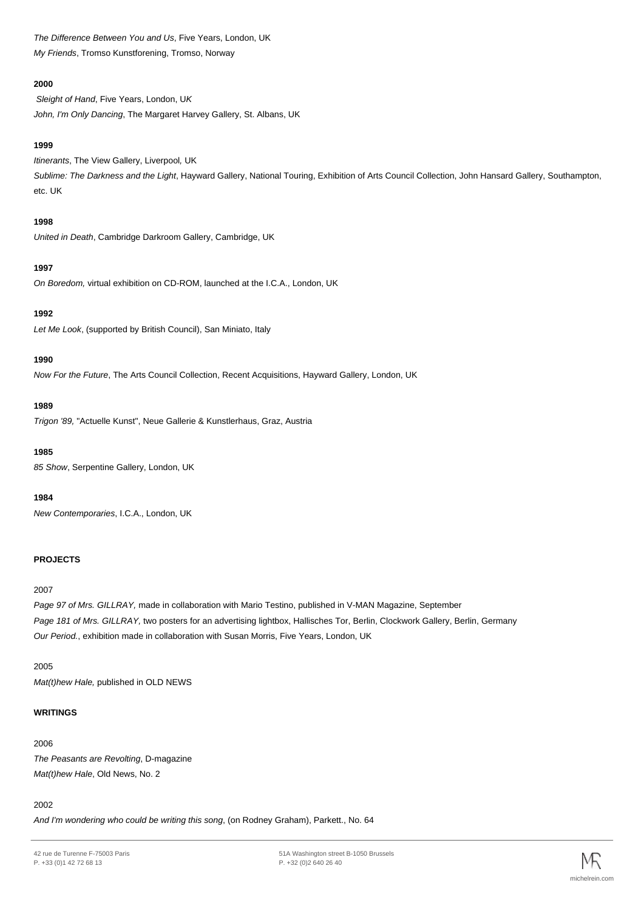*The Difference Between You and Us*, Five Years, London, UK
*My Friends*, Tromso Kunstforening, Tromso, Norway

**2000**

*Sleight of Hand*, Five Years, London, UK
*John, I'm Only Dancing*, The Margaret Harvey Gallery, St. Albans, UK

**1999**

*Itinerants*, The View Gallery, Liverpool, UK
*Sublime: The Darkness and the Light*, Hayward Gallery, National Touring, Exhibition of Arts Council Collection, John Hansard Gallery, Southampton, etc. UK

**1998**

*United in Death*, Cambridge Darkroom Gallery, Cambridge, UK

**1997**

*On Boredom,* virtual exhibition on CD-ROM, launched at the I.C.A., London, UK

**1992**

*Let Me Look*, (supported by British Council), San Miniato, Italy

**1990**

*Now For the Future*, The Arts Council Collection, Recent Acquisitions, Hayward Gallery, London, UK

**1989**

*Trigon '89,* "Actuelle Kunst", Neue Gallerie & Kunstlerhaus, Graz, Austria

**1985**

*85 Show*, Serpentine Gallery, London, UK

**1984**

*New Contemporaries*, I.C.A., London, UK

**PROJECTS**

2007

*Page 97 of Mrs. GILLRAY,* made in collaboration with Mario Testino, published in V-MAN Magazine, September
*Page 181 of Mrs. GILLRAY,* two posters for an advertising lightbox, Hallisches Tor, Berlin, Clockwork Gallery, Berlin, Germany
*Our Period.*, exhibition made in collaboration with Susan Morris, Five Years, London, UK

2005

*Mat(t)hew Hale,* published in OLD NEWS

**WRITINGS**

2006

*The Peasants are Revolting*, D-magazine
*Mat(t)hew Hale*, Old News, No. 2

2002

*And I'm wondering who could be writing this song*, (on Rodney Graham), Parkett., No. 64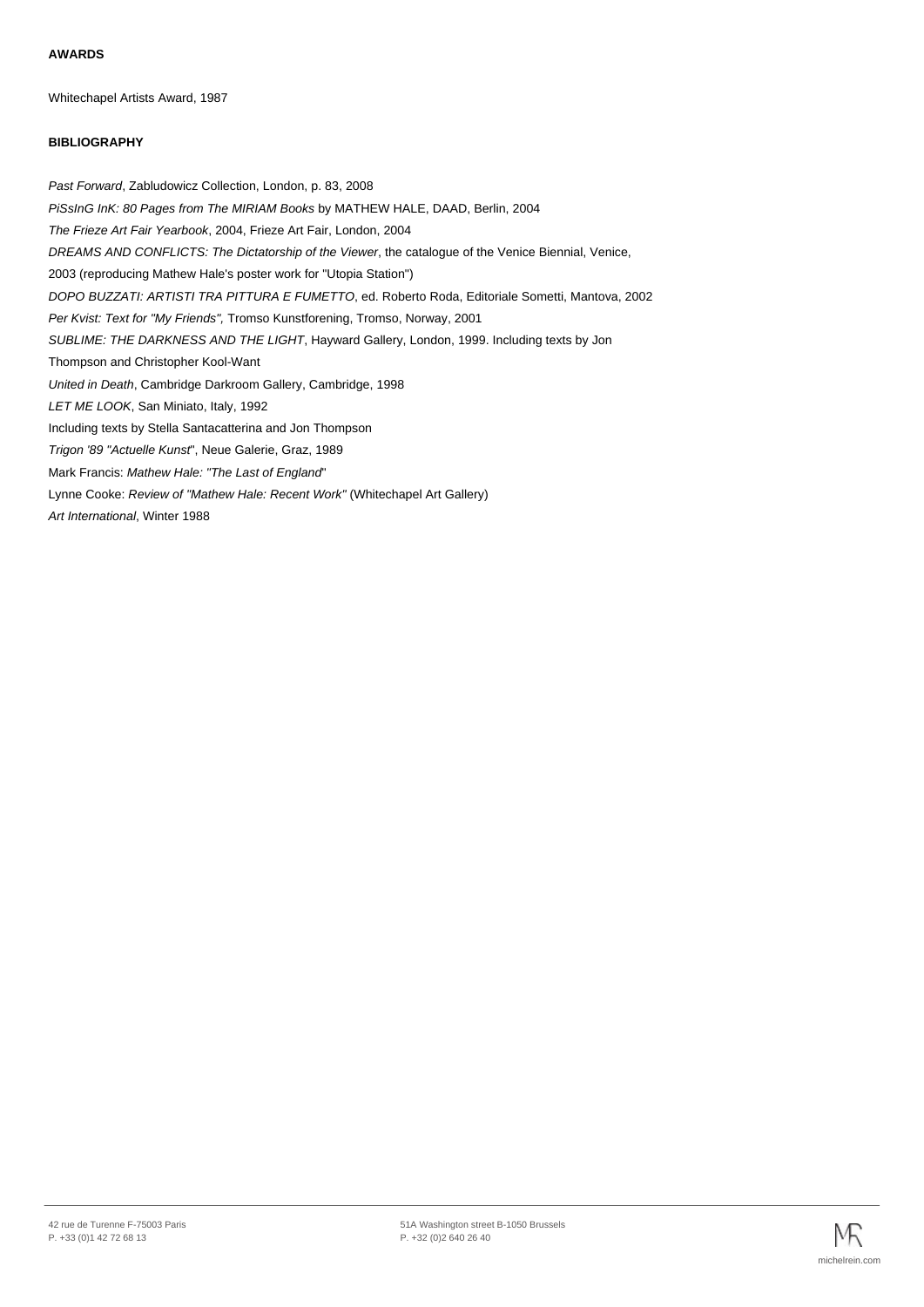**AWARDS**

Whitechapel Artists Award, 1987

**BIBLIOGRAPHY**

*Past Forward*, Zabludowicz Collection, London, p. 83, 2008
*PiSsInG InK: 80 Pages from The MIRIAM Books* by MATHEW HALE, DAAD, Berlin, 2004
*The Frieze Art Fair Yearbook*, 2004, Frieze Art Fair, London, 2004
*DREAMS AND CONFLICTS: The Dictatorship of the Viewer*, the catalogue of the Venice Biennial, Venice, 2003 (reproducing Mathew Hale's poster work for "Utopia Station")
*DOPO BUZZATI: ARTISTI TRA PITTURA E FUMETTO*, ed. Roberto Roda, Editoriale Sometti, Mantova, 2002
*Per Kvist: Text for "My Friends",* Tromso Kunstforening, Tromso, Norway, 2001
*SUBLIME: THE DARKNESS AND THE LIGHT*, Hayward Gallery, London, 1999. Including texts by Jon Thompson and Christopher Kool-Want
*United in Death*, Cambridge Darkroom Gallery, Cambridge, 1998
*LET ME LOOK*, San Miniato, Italy, 1992
Including texts by Stella Santacatterina and Jon Thompson
*Trigon '89 "Actuelle Kunst*", Neue Galerie, Graz, 1989
Mark Francis: *Mathew Hale: "The Last of England*"
Lynne Cooke: *Review of "Mathew Hale: Recent Work"* (Whitechapel Art Gallery)
*Art International*, Winter 1988